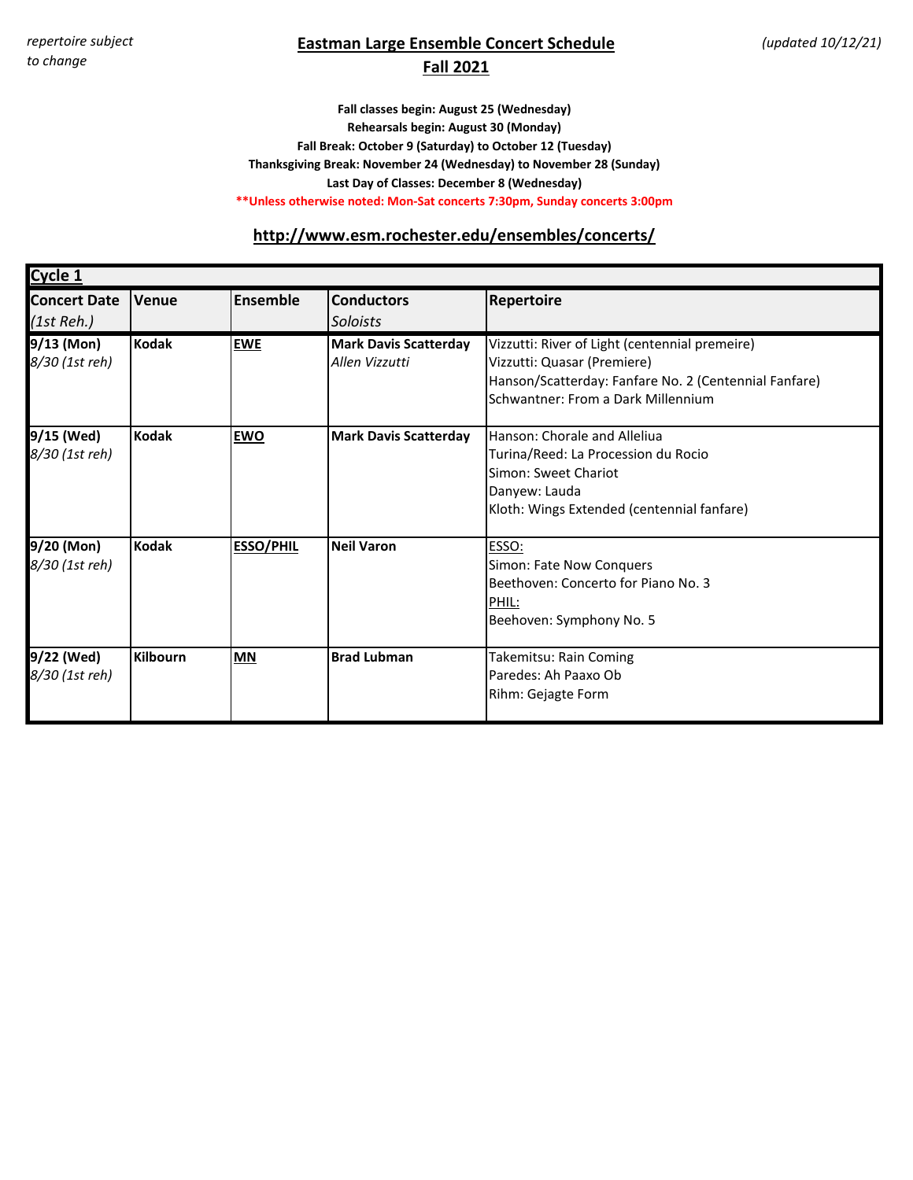*repertoire subject to change*

# Eastman Large Ensemble Concert Schedule

## Fall 2021

*(updated 10/12/21)*

**Fall classes begin: August 25 (Wednesday)**

**Rehearsals begin: August 30 (Monday)**

**Fall Break: October 9 (Saturday) to October 12 (Tuesday)**

**Thanksgiving Break: November 24 (Wednesday) to November 28 (Sunday)**

**Last Day of Classes: December 8 (Wednesday)**

**\*\*Unless otherwise noted: Mon-Sat concerts 7:30pm, Sunday concerts 3:00pm**

**http://www.esm.rochester.edu/ensembles/concerts/**

| **Cycle 1** | | | | |
|---|---|---|---|---|
| **Concert Date** *(1st Reh.)* | **Venue** | **Ensemble** | **Conductors** *Soloists* | **Repertoire** |
| **9/13 (Mon)** *8/30 (1st reh)* | **Kodak** | **EWE** | **Mark Davis Scatterday** *Allen Vizzutti* | Vizzutti: River of Light (centennial premeire)<br>Vizzutti: Quasar (Premiere)<br>Hanson/Scatterday: Fanfare No. 2 (Centennial Fanfare)<br>Schwantner: From a Dark Millennium |
| **9/15 (Wed)** *8/30 (1st reh)* | **Kodak** | **EWO** | **Mark Davis Scatterday** | Hanson: Chorale and Alleliua<br>Turina/Reed: La Procession du Rocio<br>Simon: Sweet Chariot<br>Danyew: Lauda<br>Kloth: Wings Extended (centennial fanfare) |
| **9/20 (Mon)** *8/30 (1st reh)* | **Kodak** | **ESSO/PHIL** | **Neil Varon** | ESSO:<br>Simon: Fate Now Conquers<br>Beethoven: Concerto for Piano No. 3<br>PHIL:<br>Beehoven: Symphony No. 5 |
| **9/22 (Wed)** *8/30 (1st reh)* | **Kilbourn** | **MN** | **Brad Lubman** | Takemitsu: Rain Coming<br>Paredes: Ah Paaxo Ob<br>Rihm: Gejagte Form |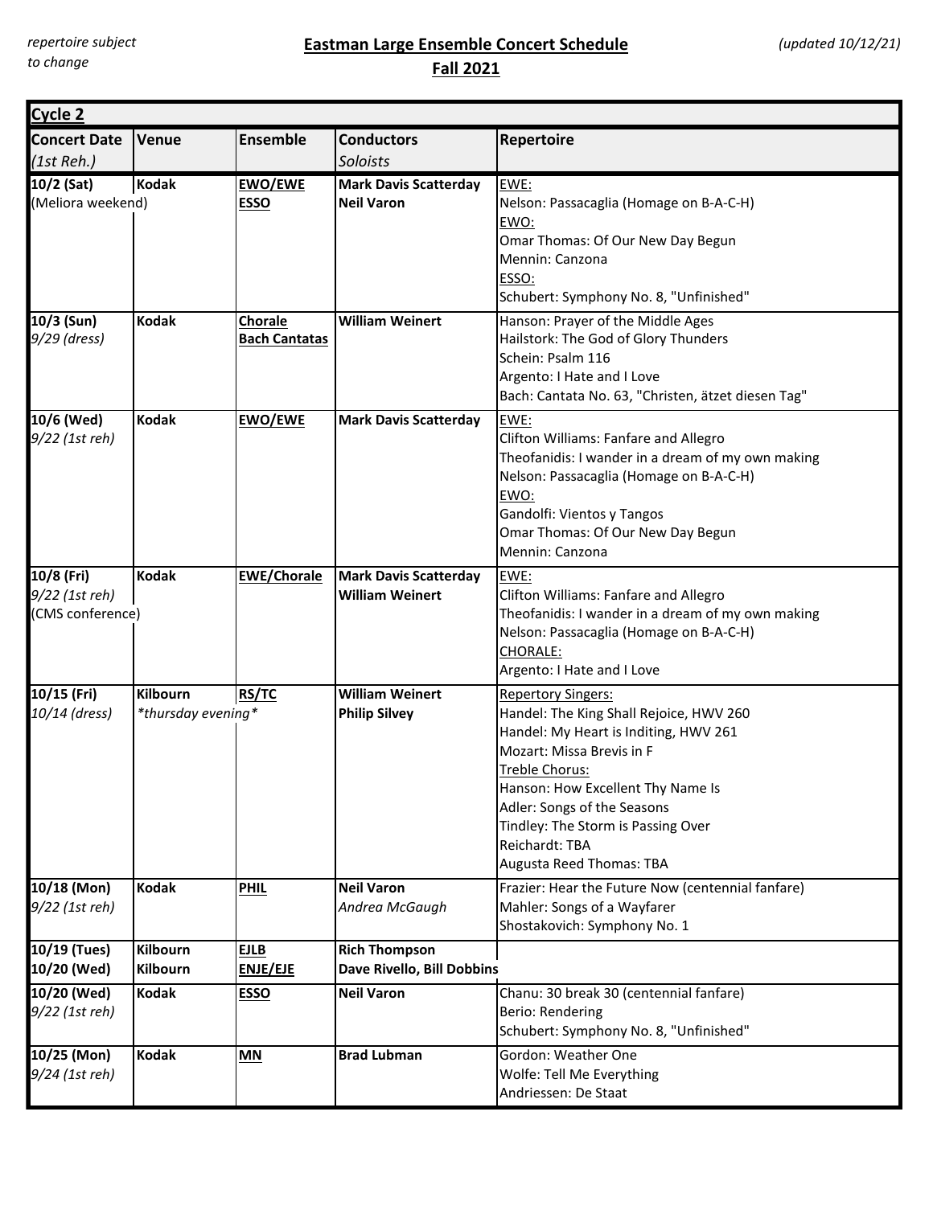*repertoire subject to change*

## Eastman Large Ensemble Concert Schedule

## Fall 2021

*(updated 10/12/21)*

| **Cycle 2** | | | | |
|---|---|---|---|---|
| **Concert Date** *(1st Reh.)* | **Venue** | **Ensemble** | **Conductors** *Soloists* | **Repertoire** |
| **10/2 (Sat)** (Meliora weekend) | **Kodak** | **EWO/EWE** **ESSO** | **Mark Davis Scatterday** **Neil Varon** | EWE: Nelson: Passacaglia (Homage on B-A-C-H) EWO: Omar Thomas: Of Our New Day Begun Mennin: Canzona ESSO: Schubert: Symphony No. 8, "Unfinished" |
| **10/3 (Sun)** *9/29 (dress)* | **Kodak** | **Chorale** **Bach Cantatas** | **William Weinert** | Hanson: Prayer of the Middle Ages Hailstork: The God of Glory Thunders Schein: Psalm 116 Argento: I Hate and I Love Bach: Cantata No. 63, "Christen, ätzet diesen Tag" |
| **10/6 (Wed)** *9/22 (1st reh)* | **Kodak** | **EWO/EWE** | **Mark Davis Scatterday** | EWE: Clifton Williams: Fanfare and Allegro Theofanidis: I wander in a dream of my own making Nelson: Passacaglia (Homage on B-A-C-H) EWO: Gandolfi: Vientos y Tangos Omar Thomas: Of Our New Day Begun Mennin: Canzona |
| **10/8 (Fri)** *9/22 (1st reh)* (CMS conference) | **Kodak** | **EWE/Chorale** | **Mark Davis Scatterday** **William Weinert** | EWE: Clifton Williams: Fanfare and Allegro Theofanidis: I wander in a dream of my own making Nelson: Passacaglia (Homage on B-A-C-H) CHORALE: Argento: I Hate and I Love |
| **10/15 (Fri)** *10/14 (dress)* | **Kilbourn** *\*thursday evening\** | **RS/TC** | **William Weinert** **Philip Silvey** | Repertory Singers: Handel: The King Shall Rejoice, HWV 260 Handel: My Heart is Inditing, HWV 261 Mozart: Missa Brevis in F Treble Chorus: Hanson: How Excellent Thy Name Is Adler: Songs of the Seasons Tindley: The Storm is Passing Over Reichardt: TBA Augusta Reed Thomas: TBA |
| **10/18 (Mon)** *9/22 (1st reh)* | **Kodak** | **PHIL** | **Neil Varon** *Andrea McGaugh* | Frazier: Hear the Future Now (centennial fanfare) Mahler: Songs of a Wayfarer Shostakovich: Symphony No. 1 |
| **10/19 (Tues)** **10/20 (Wed)** | **Kilbourn** **Kilbourn** | **EJLB** **ENJE/EJE** | **Rich Thompson** **Dave Rivello, Bill Dobbins** | |
| **10/20 (Wed)** *9/22 (1st reh)* | **Kodak** | **ESSO** | **Neil Varon** | Chanu: 30 break 30 (centennial fanfare) Berio: Rendering Schubert: Symphony No. 8, "Unfinished" |
| **10/25 (Mon)** *9/24 (1st reh)* | **Kodak** | **MN** | **Brad Lubman** | Gordon: Weather One Wolfe: Tell Me Everything Andriessen: De Staat |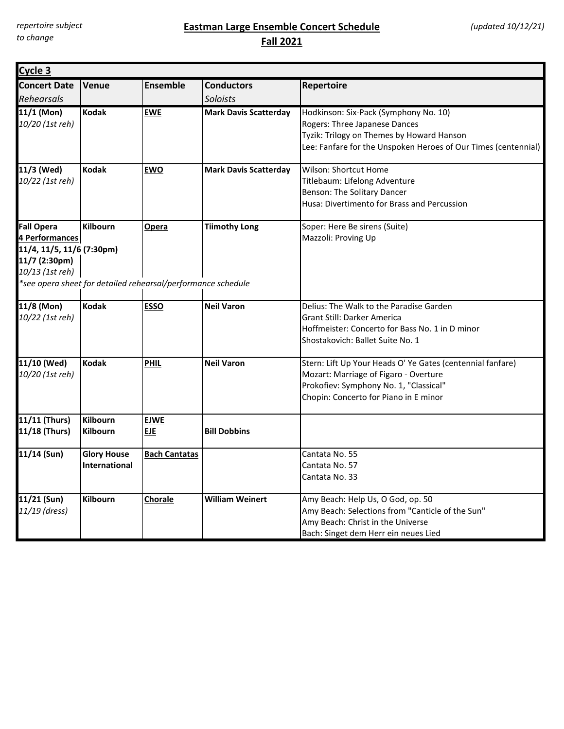*repertoire subject to change*

## Eastman Large Ensemble Concert Schedule

## Fall 2021

*(updated 10/12/21)*

| **Cycle 3** | | | | |
|---|---|---|---|---|
| **Concert Date** *Rehearsals* | **Venue** | **Ensemble** | **Conductors** *Soloists* | **Repertoire** |
| **11/1 (Mon)** *10/20 (1st reh)* | **Kodak** | **EWE** | **Mark Davis Scatterday** | Hodkinson: Six-Pack (Symphony No. 10)<br>Rogers: Three Japanese Dances<br>Tyzik: Trilogy on Themes by Howard Hanson<br>Lee: Fanfare for the Unspoken Heroes of Our Times (centennial) |
| **11/3 (Wed)** *10/22 (1st reh)* | **Kodak** | **EWO** | **Mark Davis Scatterday** | Wilson: Shortcut Home<br>Titlebaum: Lifelong Adventure<br>Benson: The Solitary Dancer<br>Husa: Divertimento for Brass and Percussion |
| **Fall Opera** **4 Performances** **11/4, 11/5, 11/6 (7:30pm)** **11/7 (2:30pm)** *10/13 (1st reh)* *\*see opera sheet for detailed rehearsal/performance schedule* | **Kilbourn** | **Opera** | **Tiimothy Long** | Soper: Here Be sirens (Suite)<br>Mazzoli: Proving Up |
| **11/8 (Mon)** *10/22 (1st reh)* | **Kodak** | **ESSO** | **Neil Varon** | Delius: The Walk to the Paradise Garden<br>Grant Still: Darker America<br>Hoffmeister: Concerto for Bass No. 1 in D minor<br>Shostakovich: Ballet Suite No. 1 |
| **11/10 (Wed)** *10/20 (1st reh)* | **Kodak** | **PHIL** | **Neil Varon** | Stern: Lift Up Your Heads O' Ye Gates (centennial fanfare)<br>Mozart: Marriage of Figaro - Overture<br>Prokofiev: Symphony No. 1, "Classical"<br>Chopin: Concerto for Piano in E minor |
| **11/11 (Thurs)**<br>**11/18 (Thurs)** | **Kilbourn**<br>**Kilbourn** | **EJWE**<br>**EJE** | <br>**Bill Dobbins** | |
| **11/14 (Sun)** | **Glory House International** | **Bach Cantatas** | | Cantata No. 55<br>Cantata No. 57<br>Cantata No. 33 |
| **11/21 (Sun)** *11/19 (dress)* | **Kilbourn** | **Chorale** | **William Weinert** | Amy Beach: Help Us, O God, op. 50<br>Amy Beach: Selections from "Canticle of the Sun"<br>Amy Beach: Christ in the Universe<br>Bach: Singet dem Herr ein neues Lied |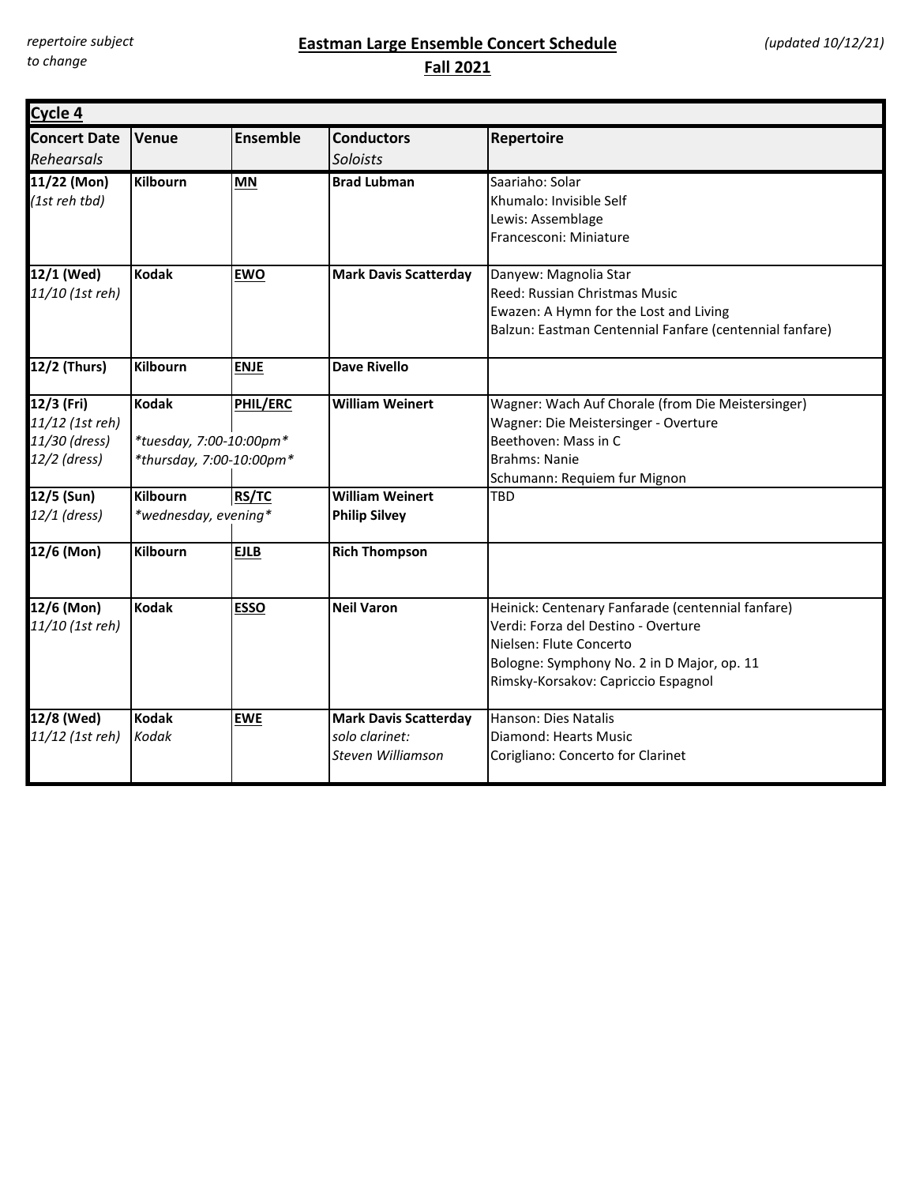*repertoire subject to change*

## Eastman Large Ensemble Concert Schedule
## Fall 2021

*(updated 10/12/21)*

| **Cycle 4** | | | | |
|---|---|---|---|---|
| **Concert Date** *Rehearsals* | **Venue** | **Ensemble** | **Conductors** *Soloists* | **Repertoire** |
| **11/22 (Mon)** *(1st reh tbd)* | **Kilbourn** | **MN** | **Brad Lubman** | Saariaho: Solar<br>Khumalo: Invisible Self<br>Lewis: Assemblage<br>Francesconi: Miniature |
| **12/1 (Wed)** *11/10 (1st reh)* | **Kodak** | **EWO** | **Mark Davis Scatterday** | Danyew: Magnolia Star<br>Reed: Russian Christmas Music<br>Ewazen: A Hymn for the Lost and Living<br>Balzun: Eastman Centennial Fanfare (centennial fanfare) |
| **12/2 (Thurs)** | **Kilbourn** | **ENJE** | **Dave Rivello** | |
| **12/3 (Fri)** *11/12 (1st reh)* *11/30 (dress)* *12/2 (dress)* | **Kodak** *\*tuesday, 7:00-10:00pm\** *\*thursday, 7:00-10:00pm\** | **PHIL/ERC** | **William Weinert** | Wagner: Wach Auf Chorale (from Die Meistersinger)<br>Wagner: Die Meistersinger - Overture<br>Beethoven: Mass in C<br>Brahms: Nanie<br>Schumann: Requiem fur Mignon |
| **12/5 (Sun)** *12/1 (dress)* | **Kilbourn** *\*wednesday, evening\** | **RS/TC** | **William Weinert**<br>**Philip Silvey** | TBD |
| **12/6 (Mon)** | **Kilbourn** | **EJLB** | **Rich Thompson** | |
| **12/6 (Mon)** *11/10 (1st reh)* | **Kodak** | **ESSO** | **Neil Varon** | Heinick: Centenary Fanfarade (centennial fanfare)<br>Verdi: Forza del Destino - Overture<br>Nielsen: Flute Concerto<br>Bologne: Symphony No. 2 in D Major, op. 11<br>Rimsky-Korsakov: Capriccio Espagnol |
| **12/8 (Wed)** *11/12 (1st reh)* | **Kodak** *Kodak* | **EWE** | **Mark Davis Scatterday** *solo clarinet:* *Steven Williamson* | Hanson: Dies Natalis<br>Diamond: Hearts Music<br>Corigliano: Concerto for Clarinet |